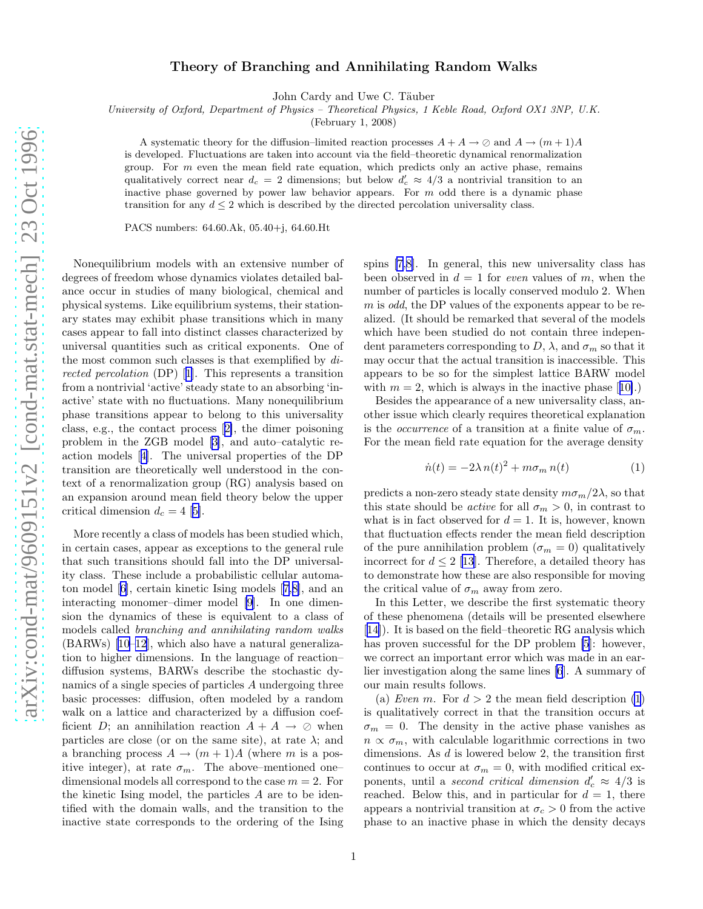# Theory of Branching and Annihilating Random Walks

John Cardy and Uwe C. Täuber

*University of Oxford, Department of Physics – Theoretical Physics, 1 Keble Road, Oxford OX1 3NP, U.K.*

(February 1, 2008)

A systematic theory for the diffusion–limited reaction processes $A + A \to \oslash$ and $A \to (m+1)A$ is developed. Fluctuations are taken into account via the field–theoretic dynamical renormalization group. For $m$ even the mean field rate equation, which predicts only an active phase, remains qualitatively correct near $d_c = 2$ dimensions; but below $d_c' \approx 4/3$ a nontrivial transition to an inactive phase governed by power law behavior appears. For $m$ odd there is a dynamic phase transition for any $d \leq 2$ which is described by the directed percolation universality class.

PACS numbers: 64.60.Ak, 05.40.+j, 64.60.Ht

Nonequilibrium models with an extensive number of degrees of freedom whose dynamics violates detailed balance occur in studies of many biological, chemical and physical systems. Like equilibrium systems, their stationary states may exhibit phase transitions which in many cases appear to fall into distinct classes characterized by universal quantities such as critical exponents. One of the most common such classes is that exemplified by *directed percolation* (DP) [1]. This represents a transition from a nontrivial 'active' steady state to an absorbing 'inactive' state with no fluctuations. Many nonequilibrium phase transitions appear to belong to this universality class, e.g., the contact process [2], the dimer poisoning problem in the ZGB model [3], and auto–catalytic reaction models [4]. The universal properties of the DP transition are theoretically well understood in the context of a renormalization group (RG) analysis based on an expansion around mean field theory below the upper critical dimension $d_c = 4$ [5].

More recently a class of models has been studied which, in certain cases, appear as exceptions to the general rule that such transitions should fall into the DP universality class. These include a probabilistic cellular automaton model [6], certain kinetic Ising models [7,8], and an interacting monomer–dimer model [9]. In one dimension the dynamics of these is equivalent to a class of models called *branching and annihilating random walks* (BARWs) [10–12], which also have a natural generalization to higher dimensions. In the language of reaction–diffusion systems, BARWs describe the stochastic dynamics of a single species of particles $A$ undergoing three basic processes: diffusion, often modeled by a random walk on a lattice and characterized by a diffusion coefficient $D$; an annihilation reaction $A + A \to \oslash$ when particles are close (or on the same site), at rate $\lambda$; and a branching process $A \to (m + 1)A$ (where $m$ is a positive integer), at rate $\sigma_m$. The above–mentioned one–dimensional models all correspond to the case $m = 2$. For the kinetic Ising model, the particles $A$ are to be identified with the domain walls, and the transition to the inactive state corresponds to the ordering of the Ising spins [7,8]. In general, this new universality class has been observed in $d = 1$ for *even* values of $m$, when the number of particles is locally conserved modulo 2. When $m$ is *odd*, the DP values of the exponents appear to be realized. (It should be remarked that several of the models which have been studied do not contain three independent parameters corresponding to $D$, $\lambda$, and $\sigma_m$ so that it may occur that the actual transition is inaccessible. This appears to be so for the simplest lattice BARW model with $m = 2$, which is always in the inactive phase [10].)

Besides the appearance of a new universality class, another issue which clearly requires theoretical explanation is the *occurrence* of a transition at a finite value of $\sigma_m$. For the mean field rate equation for the average density

$$\dot{n}(t) = -2\lambda\, n(t)^2 + m\sigma_m\, n(t) \qquad (1)$$

predicts a non-zero steady state density $m\sigma_m/2\lambda$, so that this state should be *active* for all $\sigma_m > 0$, in contrast to what is in fact observed for $d = 1$. It is, however, known that fluctuation effects render the mean field description of the pure annihilation problem ($\sigma_m = 0$) qualitatively incorrect for $d \leq 2$ [13]. Therefore, a detailed theory has to demonstrate how these are also responsible for moving the critical value of $\sigma_m$ away from zero.

In this Letter, we describe the first systematic theory of these phenomena (details will be presented elsewhere [14]). It is based on the field–theoretic RG analysis which has proven successful for the DP problem [5]: however, we correct an important error which was made in an earlier investigation along the same lines [6]. A summary of our main results follows.

(a) *Even m*. For $d > 2$ the mean field description (1) is qualitatively correct in that the transition occurs at $\sigma_m = 0$. The density in the active phase vanishes as $n \propto \sigma_m$, with calculable logarithmic corrections in two dimensions. As $d$ is lowered below 2, the transition first continues to occur at $\sigma_m = 0$, with modified critical exponents, until a *second critical dimension* $d_c' \approx 4/3$ is reached. Below this, and in particular for $d = 1$, there appears a nontrivial transition at $\sigma_c > 0$ from the active phase to an inactive phase in which the density decays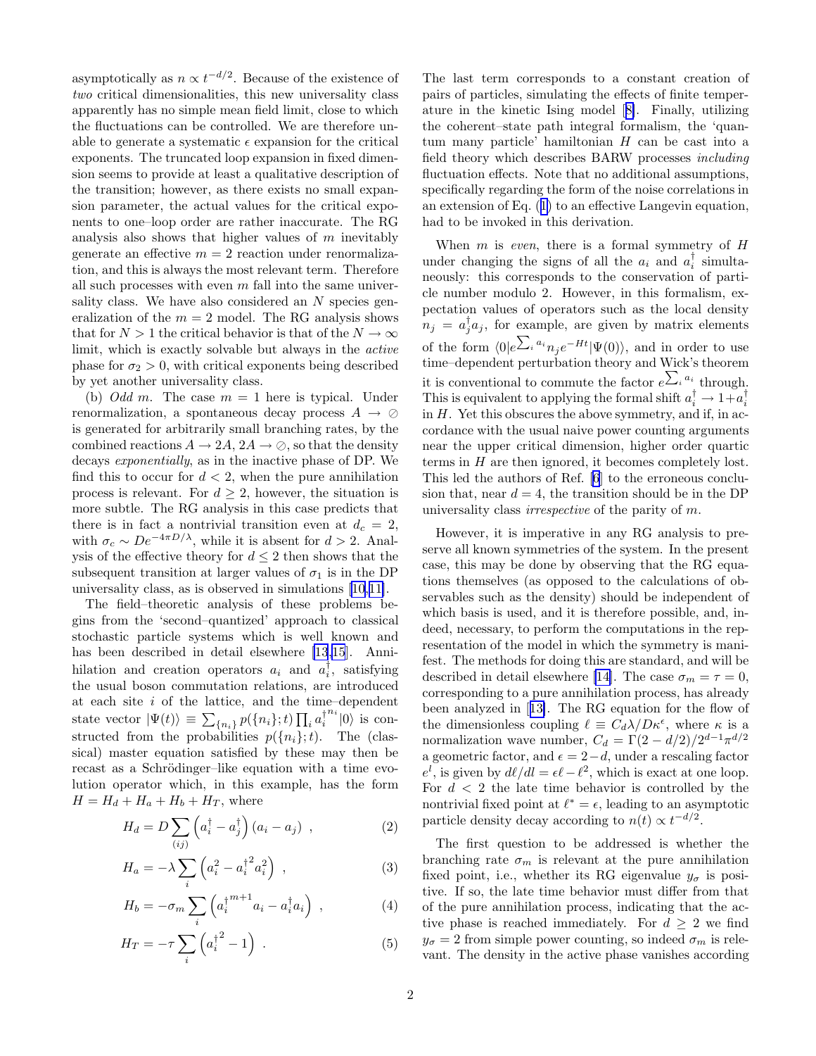asymptotically as $n \propto t^{-d/2}$. Because of the existence of *two* critical dimensionalities, this new universality class apparently has no simple mean field limit, close to which the fluctuations can be controlled. We are therefore unable to generate a systematic $\epsilon$ expansion for the critical exponents. The truncated loop expansion in fixed dimension seems to provide at least a qualitative description of the transition; however, as there exists no small expansion parameter, the actual values for the critical exponents to one–loop order are rather inaccurate. The RG analysis also shows that higher values of $m$ inevitably generate an effective $m = 2$ reaction under renormalization, and this is always the most relevant term. Therefore all such processes with even $m$ fall into the same universality class. We have also considered an $N$ species generalization of the $m = 2$ model. The RG analysis shows that for $N > 1$ the critical behavior is that of the $N \to \infty$ limit, which is exactly solvable but always in the *active* phase for $\sigma_2 > 0$, with critical exponents being described by yet another universality class.

(b) *Odd m.* The case $m = 1$ here is typical. Under renormalization, a spontaneous decay process $A \to \oslash$ is generated for arbitrarily small branching rates, by the combined reactions $A \to 2A$, $2A \to \oslash$, so that the density decays *exponentially*, as in the inactive phase of DP. We find this to occur for $d < 2$, when the pure annihilation process is relevant. For $d \geq 2$, however, the situation is more subtle. The RG analysis in this case predicts that there is in fact a nontrivial transition even at $d_c = 2$, with $\sigma_c \sim De^{-4\pi D/\lambda}$, while it is absent for $d > 2$. Analysis of the effective theory for $d \leq 2$ then shows that the subsequent transition at larger values of $\sigma_1$ is in the DP universality class, as is observed in simulations [10,11].

The field–theoretic analysis of these problems begins from the 'second–quantized' approach to classical stochastic particle systems which is well known and has been described in detail elsewhere [13,15]. Annihilation and creation operators $a_i$ and $a_i^\dagger$, satisfying the usual boson commutation relations, are introduced at each site $i$ of the lattice, and the time–dependent state vector $|\Psi(t)\rangle \equiv \sum_{\{n_i\}} p(\{n_i\};t) \prod_i a_i^{\dagger n_i} |0\rangle$ is constructed from the probabilities $p(\{n_i\};t)$. The (classical) master equation satisfied by these may then be recast as a Schrödinger–like equation with a time evolution operator which, in this example, has the form $H = H_d + H_a + H_b + H_T$, where

$$H_d = D \sum_{(ij)} \left(a_i^\dagger - a_j^\dagger\right)(a_i - a_j) \ , \tag{2}$$

$$H_a = -\lambda \sum_i \left(a_i^2 - a_i^{\dagger 2} a_i^2\right) \ , \tag{3}$$

$$H_b = -\sigma_m \sum_i \left(a_i^{\dagger m+1} a_i - a_i^\dagger a_i\right) \ , \tag{4}$$

$$H_T = -\tau \sum_i \left(a_i^{\dagger 2} - 1\right) \ . \tag{5}$$

The last term corresponds to a constant creation of pairs of particles, simulating the effects of finite temperature in the kinetic Ising model [8]. Finally, utilizing the coherent–state path integral formalism, the 'quantum many particle' hamiltonian $H$ can be cast into a field theory which describes BARW processes *including* fluctuation effects. Note that no additional assumptions, specifically regarding the form of the noise correlations in an extension of Eq. (1) to an effective Langevin equation, had to be invoked in this derivation.

When $m$ is *even*, there is a formal symmetry of $H$ under changing the signs of all the $a_i$ and $a_i^\dagger$ simultaneously: this corresponds to the conservation of particle number modulo 2. However, in this formalism, expectation values of operators such as the local density $n_j = a_j^\dagger a_j$, for example, are given by matrix elements of the form $\langle 0|e^{\sum_i a_i} n_j e^{-Ht}|\Psi(0)\rangle$, and in order to use time–dependent perturbation theory and Wick's theorem it is conventional to commute the factor $e^{\sum_i a_i}$ through. This is equivalent to applying the formal shift $a_i^\dagger \to 1 + a_i^\dagger$ in $H$. Yet this obscures the above symmetry, and if, in accordance with the usual naive power counting arguments near the upper critical dimension, higher order quartic terms in $H$ are then ignored, it becomes completely lost. This led the authors of Ref. [6] to the erroneous conclusion that, near $d = 4$, the transition should be in the DP universality class *irrespective* of the parity of $m$.

However, it is imperative in any RG analysis to preserve all known symmetries of the system. In the present case, this may be done by observing that the RG equations themselves (as opposed to the calculations of observables such as the density) should be independent of which basis is used, and it is therefore possible, and, indeed, necessary, to perform the computations in the representation of the model in which the symmetry is manifest. The methods for doing this are standard, and will be described in detail elsewhere [14]. The case $\sigma_m = \tau = 0$, corresponding to a pure annihilation process, has already been analyzed in [13]. The RG equation for the flow of the dimensionless coupling $\ell \equiv C_d \lambda / D\kappa^\epsilon$, where $\kappa$ is a normalization wave number, $C_d = \Gamma(2 - d/2)/2^{d-1}\pi^{d/2}$ a geometric factor, and $\epsilon = 2 - d$, under a rescaling factor $e^l$, is given by $d\ell/dl = \epsilon\ell - \ell^2$, which is exact at one loop. For $d < 2$ the late time behavior is controlled by the nontrivial fixed point at $\ell^* = \epsilon$, leading to an asymptotic particle density decay according to $n(t) \propto t^{-d/2}$.

The first question to be addressed is whether the branching rate $\sigma_m$ is relevant at the pure annihilation fixed point, i.e., whether its RG eigenvalue $y_\sigma$ is positive. If so, the late time behavior must differ from that of the pure annihilation process, indicating that the active phase is reached immediately. For $d \geq 2$ we find $y_\sigma = 2$ from simple power counting, so indeed $\sigma_m$ is relevant. The density in the active phase vanishes according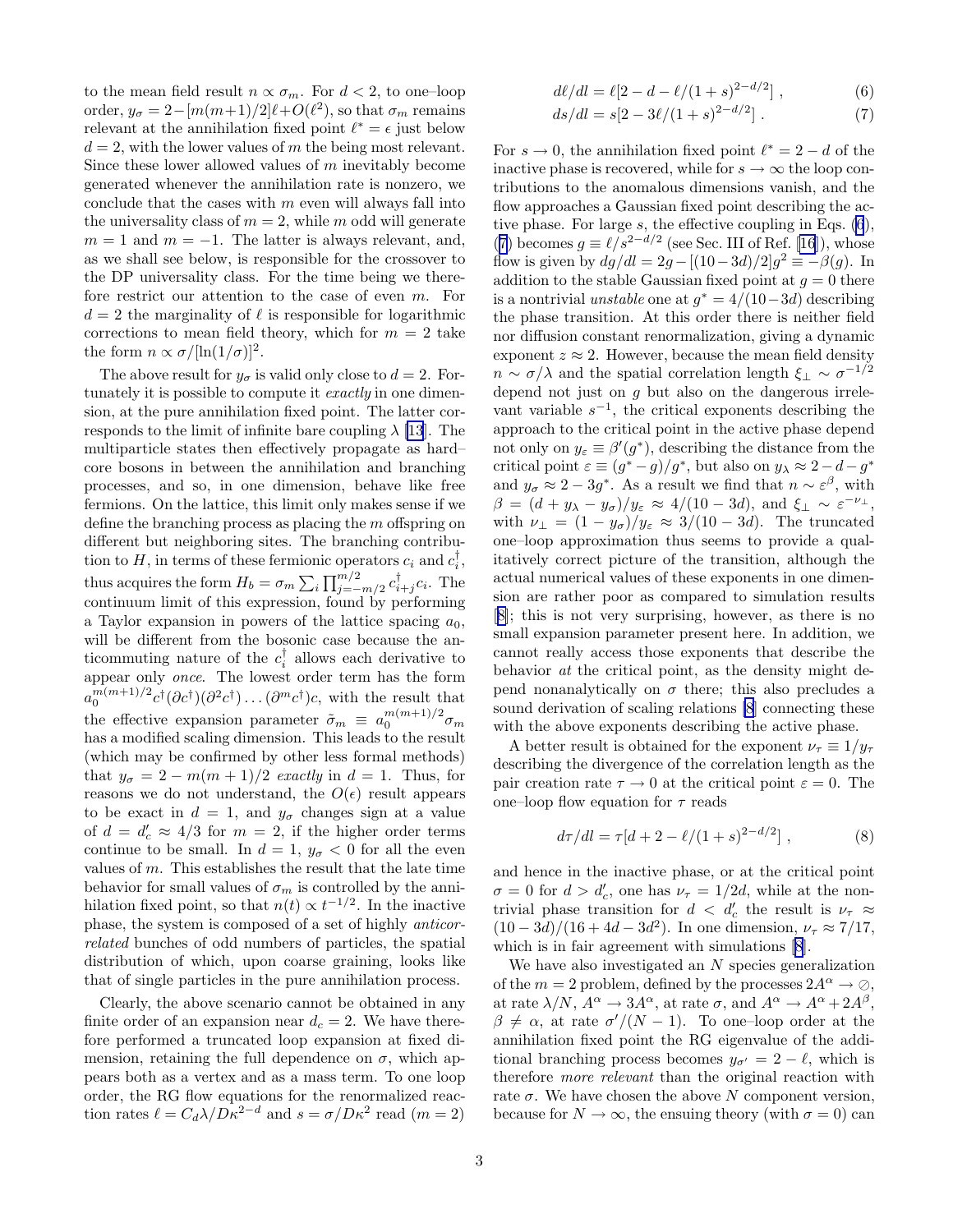to the mean field result $n \propto \sigma_m$. For $d < 2$, to one–loop order, $y_\sigma = 2 - [m(m+1)/2]\ell + O(\ell^2)$, so that $\sigma_m$ remains relevant at the annihilation fixed point $\ell^* = \epsilon$ just below $d = 2$, with the lower values of $m$ the being most relevant. Since these lower allowed values of $m$ inevitably become generated whenever the annihilation rate is nonzero, we conclude that the cases with $m$ even will always fall into the universality class of $m = 2$, while $m$ odd will generate $m = 1$ and $m = -1$. The latter is always relevant, and, as we shall see below, is responsible for the crossover to the DP universality class. For the time being we therefore restrict our attention to the case of even $m$. For $d = 2$ the marginality of $\ell$ is responsible for logarithmic corrections to mean field theory, which for $m = 2$ take the form $n \propto \sigma/[\ln(1/\sigma)]^2$.

The above result for $y_\sigma$ is valid only close to $d = 2$. Fortunately it is possible to compute it *exactly* in one dimension, at the pure annihilation fixed point. The latter corresponds to the limit of infinite bare coupling $\lambda$ [13]. The multiparticle states then effectively propagate as hard–core bosons in between the annihilation and branching processes, and so, in one dimension, behave like free fermions. On the lattice, this limit only makes sense if we define the branching process as placing the $m$ offspring on different but neighboring sites. The branching contribution to $H$, in terms of these fermionic operators $c_i$ and $c_i^\dagger$, thus acquires the form $H_b = \sigma_m \sum_i \prod_{j=-m/2}^{m/2} c_{i+j}^\dagger c_i$. The continuum limit of this expression, found by performing a Taylor expansion in powers of the lattice spacing $a_0$, will be different from the bosonic case because the anticommuting nature of the $c_i^\dagger$ allows each derivative to appear only *once*. The lowest order term has the form $a_0^{m(m+1)/2} c^\dagger(\partial c^\dagger)(\partial^2 c^\dagger)\ldots(\partial^m c^\dagger)c$, with the result that the effective expansion parameter $\tilde\sigma_m \equiv a_0^{m(m+1)/2}\sigma_m$ has a modified scaling dimension. This leads to the result (which may be confirmed by other less formal methods) that $y_\sigma = 2 - m(m+1)/2$ *exactly* in $d = 1$. Thus, for reasons we do not understand, the $O(\epsilon)$ result appears to be exact in $d = 1$, and $y_\sigma$ changes sign at a value of $d = d_c' \approx 4/3$ for $m = 2$, if the higher order terms continue to be small. In $d = 1$, $y_\sigma < 0$ for all the even values of $m$. This establishes the result that the late time behavior for small values of $\sigma_m$ is controlled by the annihilation fixed point, so that $n(t) \propto t^{-1/2}$. In the inactive phase, the system is composed of a set of highly *anticorrelated* bunches of odd numbers of particles, the spatial distribution of which, upon coarse graining, looks like that of single particles in the pure annihilation process.

Clearly, the above scenario cannot be obtained in any finite order of an expansion near $d_c = 2$. We have therefore performed a truncated loop expansion at fixed dimension, retaining the full dependence on $\sigma$, which appears both as a vertex and as a mass term. To one loop order, the RG flow equations for the renormalized reaction rates $\ell = C_d\lambda/D\kappa^{2-d}$ and $s = \sigma/D\kappa^2$ read ($m = 2$)

$$d\ell/dl = \ell[2 - d - \ell/(1+s)^{2-d/2}] \,, \tag{6}$$

$$ds/dl = s[2 - 3\ell/(1+s)^{2-d/2}] \,. \tag{7}$$

For $s \to 0$, the annihilation fixed point $\ell^* = 2-d$ of the inactive phase is recovered, while for $s \to \infty$ the loop contributions to the anomalous dimensions vanish, and the flow approaches a Gaussian fixed point describing the active phase. For large $s$, the effective coupling in Eqs. (6), (7) becomes $g \equiv \ell/s^{2-d/2}$ (see Sec. III of Ref. [16]), whose flow is given by $dg/dl = 2g - [(10-3d)/2]g^2 \equiv -\beta(g)$. In addition to the stable Gaussian fixed point at $g = 0$ there is a nontrivial *unstable* one at $g^* = 4/(10-3d)$ describing the phase transition. At this order there is neither field nor diffusion constant renormalization, giving a dynamic exponent $z \approx 2$. However, because the mean field density $n \sim \sigma/\lambda$ and the spatial correlation length $\xi_\perp \sim \sigma^{-1/2}$ depend not just on $g$ but also on the dangerous irrelevant variable $s^{-1}$, the critical exponents describing the approach to the critical point in the active phase depend not only on $y_\varepsilon \equiv \beta'(g^*)$, describing the distance from the critical point $\varepsilon \equiv (g^* - g)/g^*$, but also on $y_\lambda \approx 2 - d - g^*$ and $y_\sigma \approx 2 - 3g^*$. As a result we find that $n \sim \varepsilon^\beta$, with $\beta = (d + y_\lambda - y_\sigma)/y_\varepsilon \approx 4/(10-3d)$, and $\xi_\perp \sim \varepsilon^{-\nu_\perp}$, with $\nu_\perp = (1 - y_\sigma)/y_\varepsilon \approx 3/(10-3d)$. The truncated one–loop approximation thus seems to provide a qualitatively correct picture of the transition, although the actual numerical values of these exponents in one dimension are rather poor as compared to simulation results [8]; this is not very surprising, however, as there is no small expansion parameter present here. In addition, we cannot really access those exponents that describe the behavior *at* the critical point, as the density might depend nonanalytically on $\sigma$ there; this also precludes a sound derivation of scaling relations [8] connecting these with the above exponents describing the active phase.

A better result is obtained for the exponent $\nu_\tau \equiv 1/y_\tau$ describing the divergence of the correlation length as the pair creation rate $\tau \to 0$ at the critical point $\varepsilon = 0$. The one–loop flow equation for $\tau$ reads

$$d\tau/dl = \tau[d + 2 - \ell/(1+s)^{2-d/2}] \,, \tag{8}$$

and hence in the inactive phase, or at the critical point $\sigma = 0$ for $d > d_c'$, one has $\nu_\tau = 1/2d$, while at the nontrivial phase transition for $d < d_c'$ the result is $\nu_\tau \approx (10-3d)/(16+4d-3d^2)$. In one dimension, $\nu_\tau \approx 7/17$, which is in fair agreement with simulations [8].

We have also investigated an $N$ species generalization of the $m = 2$ problem, defined by the processes $2A^\alpha \to \emptyset$, at rate $\lambda/N$, $A^\alpha \to 3A^\alpha$, at rate $\sigma$, and $A^\alpha \to A^\alpha + 2A^\beta$, $\beta \neq \alpha$, at rate $\sigma'/(N-1)$. To one–loop order at the annihilation fixed point the RG eigenvalue of the additional branching process becomes $y_{\sigma'} = 2 - \ell$, which is therefore *more relevant* than the original reaction with rate $\sigma$. We have chosen the above $N$ component version, because for $N \to \infty$, the ensuing theory (with $\sigma = 0$) can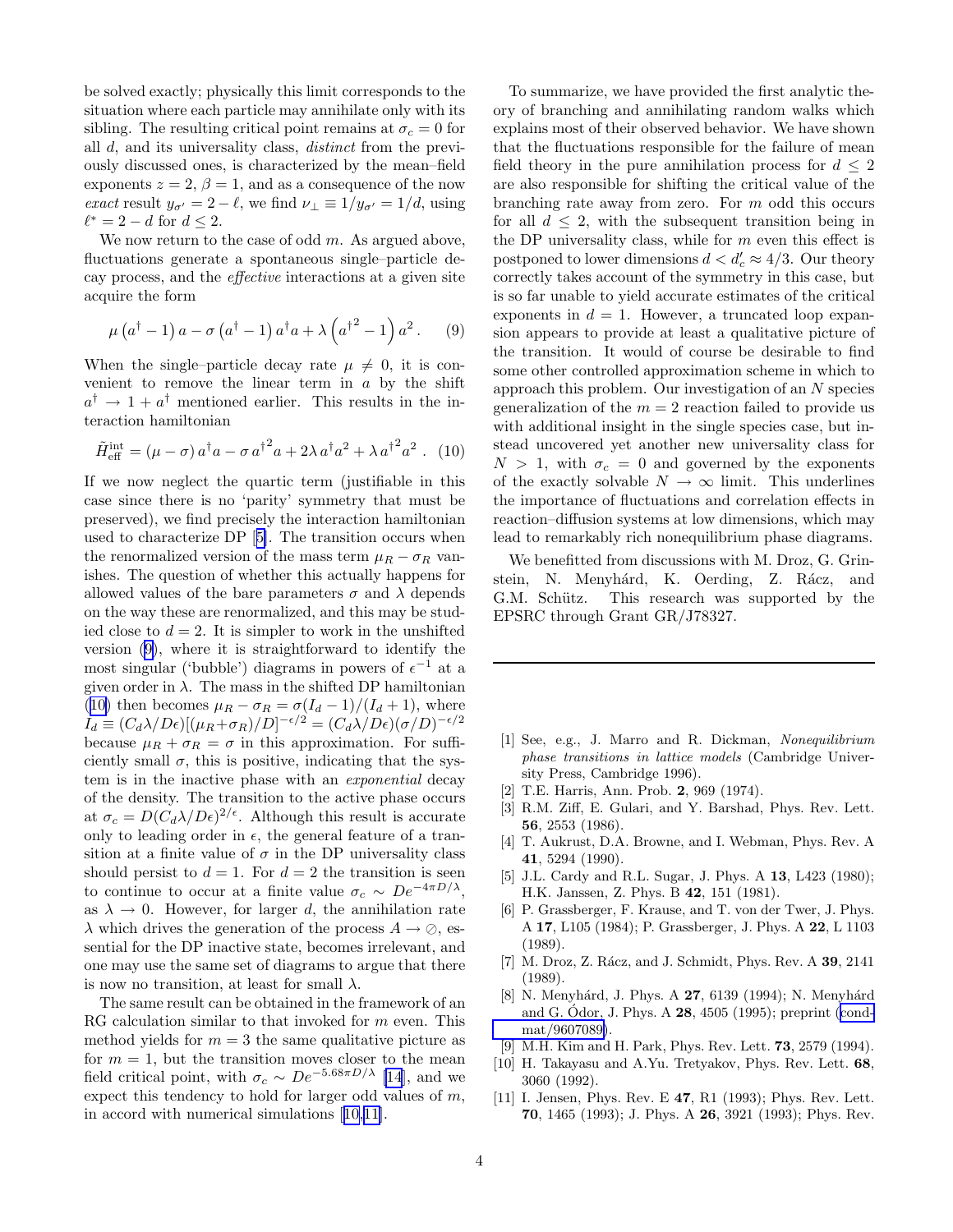be solved exactly; physically this limit corresponds to the situation where each particle may annihilate only with its sibling. The resulting critical point remains at $\sigma_c = 0$ for all $d$, and its universality class, *distinct* from the previously discussed ones, is characterized by the mean–field exponents $z = 2$, $\beta = 1$, and as a consequence of the now *exact* result $y_{\sigma'} = 2 - \ell$, we find $\nu_\perp \equiv 1/y_{\sigma'} = 1/d$, using $\ell^* = 2 - d$ for $d \le 2$.

We now return to the case of odd $m$. As argued above, fluctuations generate a spontaneous single–particle decay process, and the *effective* interactions at a given site acquire the form

$$\mu \left(a^\dagger - 1\right) a - \sigma \left(a^\dagger - 1\right) a^\dagger a + \lambda \left({a^\dagger}^2 - 1\right) a^2 . \quad (9)$$

When the single–particle decay rate $\mu \neq 0$, it is convenient to remove the linear term in $a$ by the shift $a^\dagger \to 1 + a^\dagger$ mentioned earlier. This results in the interaction hamiltonian

$$\tilde{H}^{\rm int}_{\rm eff} = (\mu - \sigma)\, a^\dagger a - \sigma\, {a^\dagger}^2 a + 2\lambda\, a^\dagger a^2 + \lambda\, {a^\dagger}^2 a^2 \; . \quad (10)$$

If we now neglect the quartic term (justifiable in this case since there is no 'parity' symmetry that must be preserved), we find precisely the interaction hamiltonian used to characterize DP [5]. The transition occurs when the renormalized version of the mass term $\mu_R - \sigma_R$ vanishes. The question of whether this actually happens for allowed values of the bare parameters $\sigma$ and $\lambda$ depends on the way these are renormalized, and this may be studied close to $d = 2$. It is simpler to work in the unshifted version (9), where it is straightforward to identify the most singular ('bubble') diagrams in powers of $\epsilon^{-1}$ at a given order in $\lambda$. The mass in the shifted DP hamiltonian (10) then becomes $\mu_R - \sigma_R = \sigma(I_d - 1)/(I_d + 1)$, where $I_d \equiv (C_d\lambda/D\epsilon)[(\mu_R+\sigma_R)/D]^{-\epsilon/2} = (C_d\lambda/D\epsilon)(\sigma/D)^{-\epsilon/2}$ because $\mu_R + \sigma_R = \sigma$ in this approximation. For sufficiently small $\sigma$, this is positive, indicating that the system is in the inactive phase with an *exponential* decay of the density. The transition to the active phase occurs at $\sigma_c = D(C_d\lambda/D\epsilon)^{2/\epsilon}$. Although this result is accurate only to leading order in $\epsilon$, the general feature of a transition at a finite value of $\sigma$ in the DP universality class should persist to $d = 1$. For $d = 2$ the transition is seen to continue to occur at a finite value $\sigma_c \sim De^{-4\pi D/\lambda}$, as $\lambda \to 0$. However, for larger $d$, the annihilation rate $\lambda$ which drives the generation of the process $A \to \oslash$, essential for the DP inactive state, becomes irrelevant, and one may use the same set of diagrams to argue that there is now no transition, at least for small $\lambda$.

The same result can be obtained in the framework of an RG calculation similar to that invoked for $m$ even. This method yields for $m = 3$ the same qualitative picture as for $m = 1$, but the transition moves closer to the mean field critical point, with $\sigma_c \sim De^{-5.68\pi D/\lambda}$ [14], and we expect this tendency to hold for larger odd values of $m$, in accord with numerical simulations [10,11].

To summarize, we have provided the first analytic theory of branching and annihilating random walks which explains most of their observed behavior. We have shown that the fluctuations responsible for the failure of mean field theory in the pure annihilation process for $d \le 2$ are also responsible for shifting the critical value of the branching rate away from zero. For $m$ odd this occurs for all $d \le 2$, with the subsequent transition being in the DP universality class, while for $m$ even this effect is postponed to lower dimensions $d < d_c' \approx 4/3$. Our theory correctly takes account of the symmetry in this case, but is so far unable to yield accurate estimates of the critical exponents in $d = 1$. However, a truncated loop expansion appears to provide at least a qualitative picture of the transition. It would of course be desirable to find some other controlled approximation scheme in which to approach this problem. Our investigation of an $N$ species generalization of the $m = 2$ reaction failed to provide us with additional insight in the single species case, but instead uncovered yet another new universality class for $N > 1$, with $\sigma_c = 0$ and governed by the exponents of the exactly solvable $N \to \infty$ limit. This underlines the importance of fluctuations and correlation effects in reaction–diffusion systems at low dimensions, which may lead to remarkably rich nonequilibrium phase diagrams.

We benefitted from discussions with M. Droz, G. Grinstein, N. Menyhárd, K. Oerding, Z. Rácz, and G.M. Schütz. This research was supported by the EPSRC through Grant GR/J78327.

---

[1] See, e.g., J. Marro and R. Dickman, *Nonequilibrium phase transitions in lattice models* (Cambridge University Press, Cambridge 1996).

[2] T.E. Harris, Ann. Prob. **2**, 969 (1974).

[3] R.M. Ziff, E. Gulari, and Y. Barshad, Phys. Rev. Lett. **56**, 2553 (1986).

[4] T. Aukrust, D.A. Browne, and I. Webman, Phys. Rev. A **41**, 5294 (1990).

[5] J.L. Cardy and R.L. Sugar, J. Phys. A **13**, L423 (1980); H.K. Janssen, Z. Phys. B **42**, 151 (1981).

[6] P. Grassberger, F. Krause, and T. von der Twer, J. Phys. A **17**, L105 (1984); P. Grassberger, J. Phys. A **22**, L 1103 (1989).

[7] M. Droz, Z. Rácz, and J. Schmidt, Phys. Rev. A **39**, 2141 (1989).

[8] N. Menyhárd, J. Phys. A **27**, 6139 (1994); N. Menyhárd and G. Ódor, J. Phys. A **28**, 4505 (1995); preprint (cond-mat/9607089).

[9] M.H. Kim and H. Park, Phys. Rev. Lett. **73**, 2579 (1994).

[10] H. Takayasu and A.Yu. Tretyakov, Phys. Rev. Lett. **68**, 3060 (1992).

[11] I. Jensen, Phys. Rev. E **47**, R1 (1993); Phys. Rev. Lett. **70**, 1465 (1993); J. Phys. A **26**, 3921 (1993); Phys. Rev.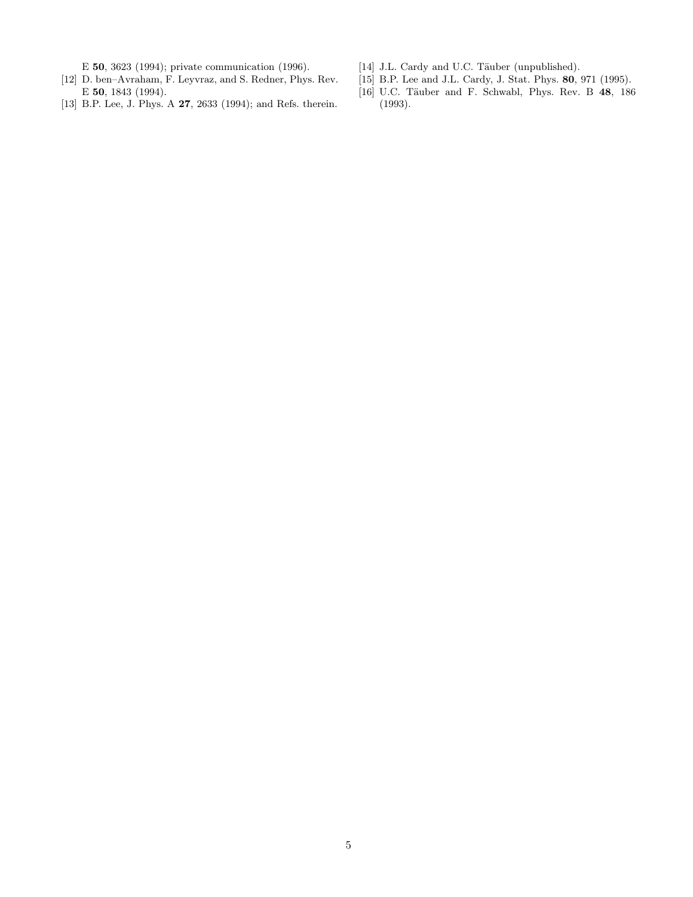E **50**, 3623 (1994); private communication (1996).

[12] D. ben–Avraham, F. Leyvraz, and S. Redner, Phys. Rev. E **50**, 1843 (1994).

[13] B.P. Lee, J. Phys. A **27**, 2633 (1994); and Refs. therein.

[14] J.L. Cardy and U.C. Täuber (unpublished).

[15] B.P. Lee and J.L. Cardy, J. Stat. Phys. **80**, 971 (1995).

[16] U.C. Täuber and F. Schwabl, Phys. Rev. B **48**, 186 (1993).